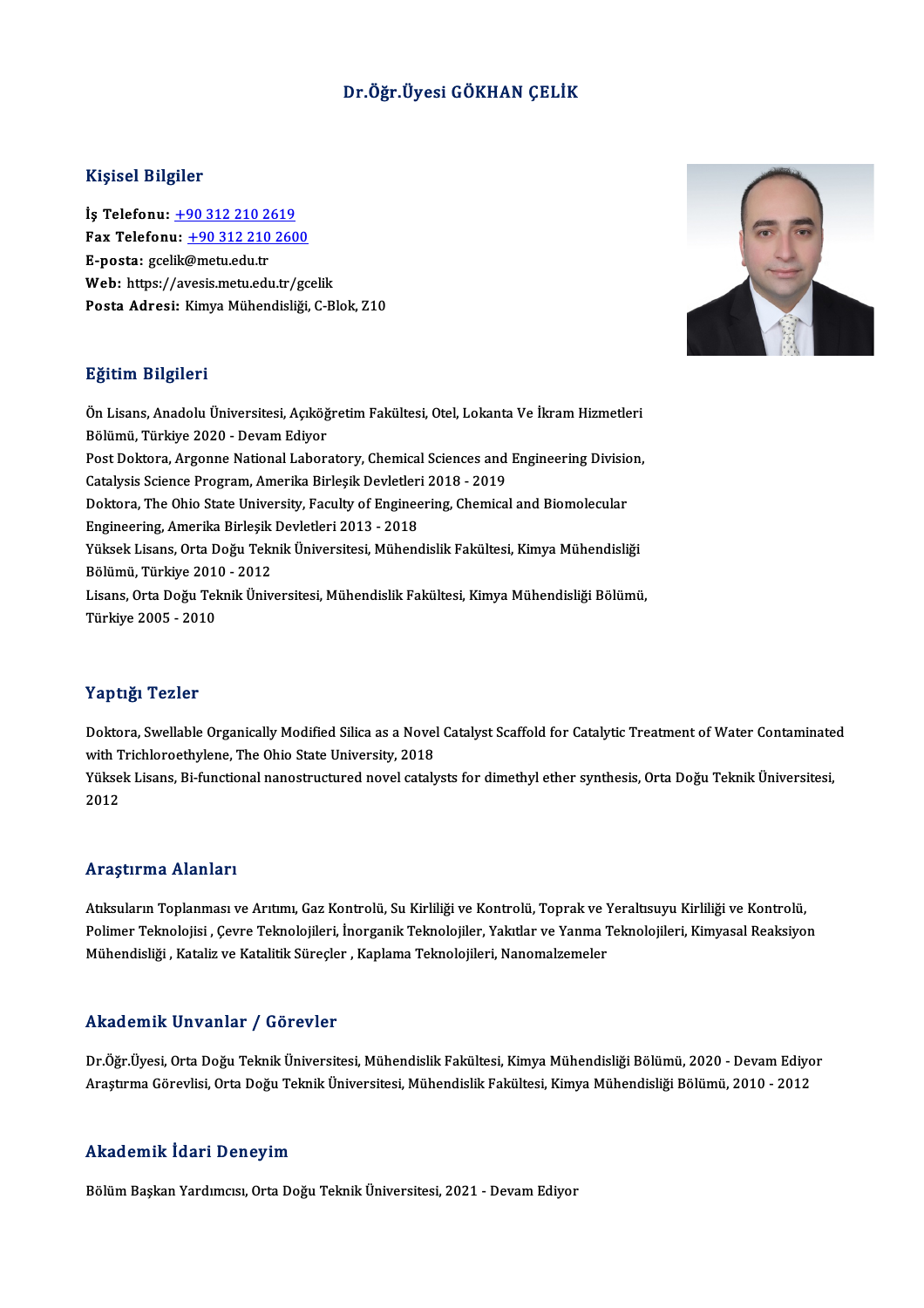# Dr.Öğr.Üyesi GÖKHAN ÇELİK

## Kişisel Bilgiler

**İş Telefonu:** +90 312 210 2619
**Fax Telefonu:** +90 312 210 2600
**E-posta:** gcelik@metu.edu.tr
**Web:** https://avesis.metu.edu.tr/gcelik
**Posta Adresi:** Kimya Mühendisliği, C-Blok, Z10

## Eğitim Bilgileri

Ön Lisans, Anadolu Üniversitesi, Açıköğretim Fakültesi, Otel, Lokanta Ve İkram Hizmetleri Bölümü, Türkiye 2020 - Devam Ediyor
Post Doktora, Argonne National Laboratory, Chemical Sciences and Engineering Division, Catalysis Science Program, Amerika Birleşik Devletleri 2018 - 2019
Doktora, The Ohio State University, Faculty of Engineering, Chemical and Biomolecular Engineering, Amerika Birleşik Devletleri 2013 - 2018
Yüksek Lisans, Orta Doğu Teknik Üniversitesi, Mühendislik Fakültesi, Kimya Mühendisliği Bölümü, Türkiye 2010 - 2012
Lisans, Orta Doğu Teknik Üniversitesi, Mühendislik Fakültesi, Kimya Mühendisliği Bölümü, Türkiye 2005 - 2010

## Yaptığı Tezler

Doktora, Swellable Organically Modified Silica as a Novel Catalyst Scaffold for Catalytic Treatment of Water Contaminated with Trichloroethylene, The Ohio State University, 2018
Yüksek Lisans, Bi-functional nanostructured novel catalysts for dimethyl ether synthesis, Orta Doğu Teknik Üniversitesi, 2012

## Araştırma Alanları

Atıksuların Toplanması ve Arıtımı, Gaz Kontrolü, Su Kirliliği ve Kontrolü, Toprak ve Yeraltısuyu Kirliliği ve Kontrolü, Polimer Teknolojisi , Çevre Teknolojileri, İnorganik Teknolojiler, Yakıtlar ve Yanma Teknolojileri, Kimyasal Reaksiyon Mühendisliği , Kataliz ve Katalitik Süreçler , Kaplama Teknolojileri, Nanomalzemeler

## Akademik Unvanlar / Görevler

Dr.Öğr.Üyesi, Orta Doğu Teknik Üniversitesi, Mühendislik Fakültesi, Kimya Mühendisliği Bölümü, 2020 - Devam Ediyor
Araştırma Görevlisi, Orta Doğu Teknik Üniversitesi, Mühendislik Fakültesi, Kimya Mühendisliği Bölümü, 2010 - 2012

## Akademik İdari Deneyim

Bölüm Başkan Yardımcısı, Orta Doğu Teknik Üniversitesi, 2021 - Devam Ediyor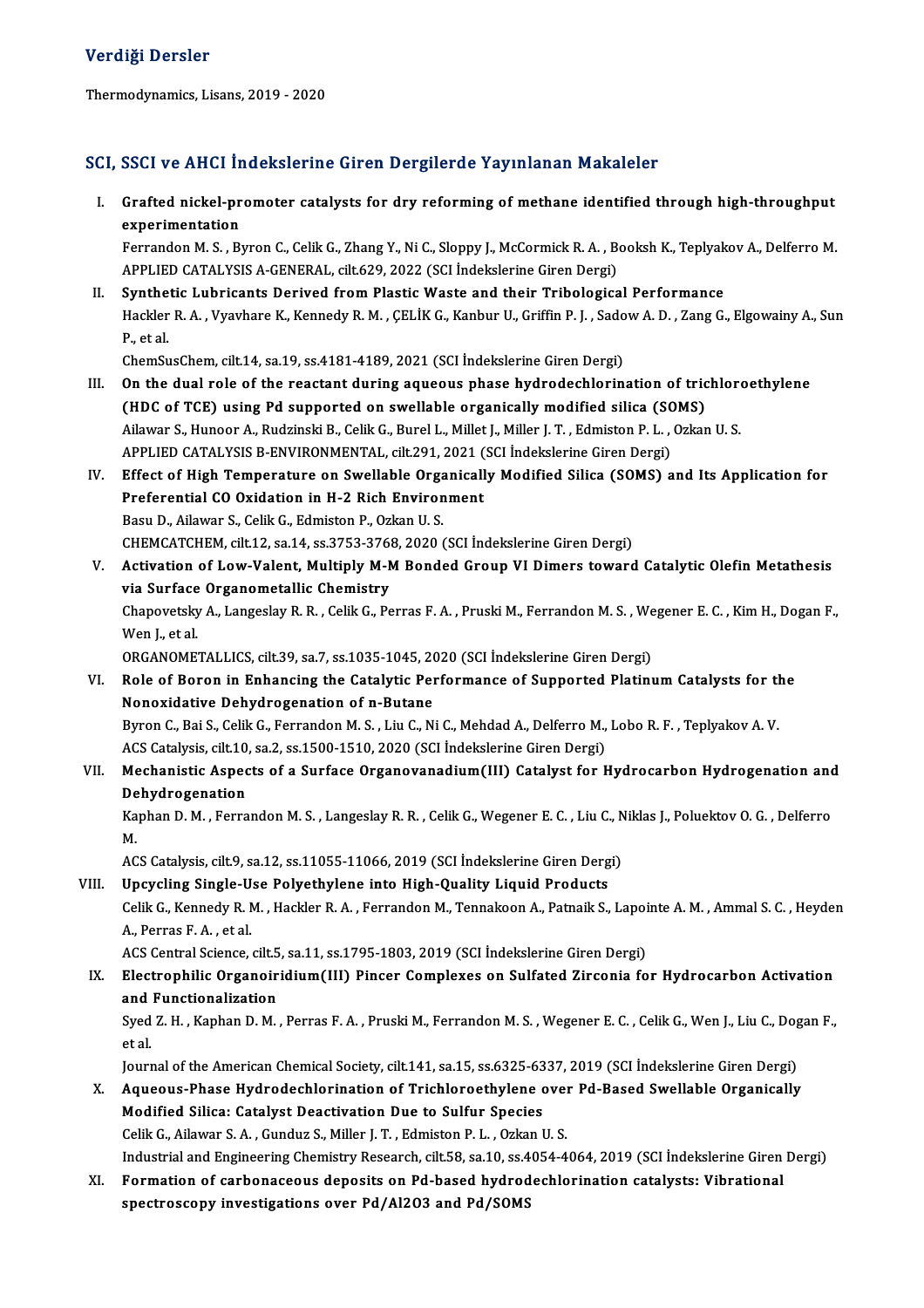## Verdiği Dersler

Thermodynamics, Lisans, 2019 - 2020

## SCI, SSCI ve AHCI İndekslerine Giren Dergilerde Yayınlanan Makaleler

I. **Grafted nickel-promoter catalysts for dry reforming of methane identified through high-throughput experimentation**
   Ferrandon M. S. , Byron C., Celik G., Zhang Y., Ni C., Sloppy J., McCormick R. A. , Booksh K., Teplyakov A., Delferro M.
   APPLIED CATALYSIS A-GENERAL, cilt.629, 2022 (SCI İndekslerine Giren Dergi)

II. **Synthetic Lubricants Derived from Plastic Waste and their Tribological Performance**
   Hackler R. A. , Vyavhare K., Kennedy R. M. , ÇELİK G., Kanbur U., Griffin P. J. , Sadow A. D. , Zang G., Elgowainy A., Sun P., et al.
   ChemSusChem, cilt.14, sa.19, ss.4181-4189, 2021 (SCI İndekslerine Giren Dergi)

III. **On the dual role of the reactant during aqueous phase hydrodechlorination of trichloroethylene (HDC of TCE) using Pd supported on swellable organically modified silica (SOMS)**
   Ailawar S., Hunoor A., Rudzinski B., Celik G., Burel L., Millet J., Miller J. T. , Edmiston P. L. , Ozkan U. S.
   APPLIED CATALYSIS B-ENVIRONMENTAL, cilt.291, 2021 (SCI İndekslerine Giren Dergi)

IV. **Effect of High Temperature on Swellable Organically Modified Silica (SOMS) and Its Application for Preferential CO Oxidation in H-2 Rich Environment**
   Basu D., Ailawar S., Celik G., Edmiston P., Ozkan U. S.
   CHEMCATCHEM, cilt.12, sa.14, ss.3753-3768, 2020 (SCI İndekslerine Giren Dergi)

V. **Activation of Low-Valent, Multiply M-M Bonded Group VI Dimers toward Catalytic Olefin Metathesis via Surface Organometallic Chemistry**
   Chapovetsky A., Langeslay R. R. , Celik G., Perras F. A. , Pruski M., Ferrandon M. S. , Wegener E. C. , Kim H., Dogan F., Wen J., et al.
   ORGANOMETALLICS, cilt.39, sa.7, ss.1035-1045, 2020 (SCI İndekslerine Giren Dergi)

VI. **Role of Boron in Enhancing the Catalytic Performance of Supported Platinum Catalysts for the Nonoxidative Dehydrogenation of n-Butane**
   Byron C., Bai S., Celik G., Ferrandon M. S. , Liu C., Ni C., Mehdad A., Delferro M., Lobo R. F. , Teplyakov A. V.
   ACS Catalysis, cilt.10, sa.2, ss.1500-1510, 2020 (SCI İndekslerine Giren Dergi)

VII. **Mechanistic Aspects of a Surface Organovanadium(III) Catalyst for Hydrocarbon Hydrogenation and Dehydrogenation**
   Kaphan D. M. , Ferrandon M. S. , Langeslay R. R. , Celik G., Wegener E. C. , Liu C., Niklas J., Poluektov O. G. , Delferro M.
   ACS Catalysis, cilt.9, sa.12, ss.11055-11066, 2019 (SCI İndekslerine Giren Dergi)

VIII. **Upcycling Single-Use Polyethylene into High-Quality Liquid Products**
   Celik G., Kennedy R. M. , Hackler R. A. , Ferrandon M., Tennakoon A., Patnaik S., Lapointe A. M. , Ammal S. C. , Heyden A., Perras F. A. , et al.
   ACS Central Science, cilt.5, sa.11, ss.1795-1803, 2019 (SCI İndekslerine Giren Dergi)

IX. **Electrophilic Organoiridium(III) Pincer Complexes on Sulfated Zirconia for Hydrocarbon Activation and Functionalization**
   Syed Z. H. , Kaphan D. M. , Perras F. A. , Pruski M., Ferrandon M. S. , Wegener E. C. , Celik G., Wen J., Liu C., Dogan F., et al.
   Journal of the American Chemical Society, cilt.141, sa.15, ss.6325-6337, 2019 (SCI İndekslerine Giren Dergi)

X. **Aqueous-Phase Hydrodechlorination of Trichloroethylene over Pd-Based Swellable Organically Modified Silica: Catalyst Deactivation Due to Sulfur Species**
   Celik G., Ailawar S. A. , Gunduz S., Miller J. T. , Edmiston P. L. , Ozkan U. S.
   Industrial and Engineering Chemistry Research, cilt.58, sa.10, ss.4054-4064, 2019 (SCI İndekslerine Giren Dergi)

XI. **Formation of carbonaceous deposits on Pd-based hydrodechlorination catalysts: Vibrational spectroscopy investigations over Pd/Al2O3 and Pd/SOMS**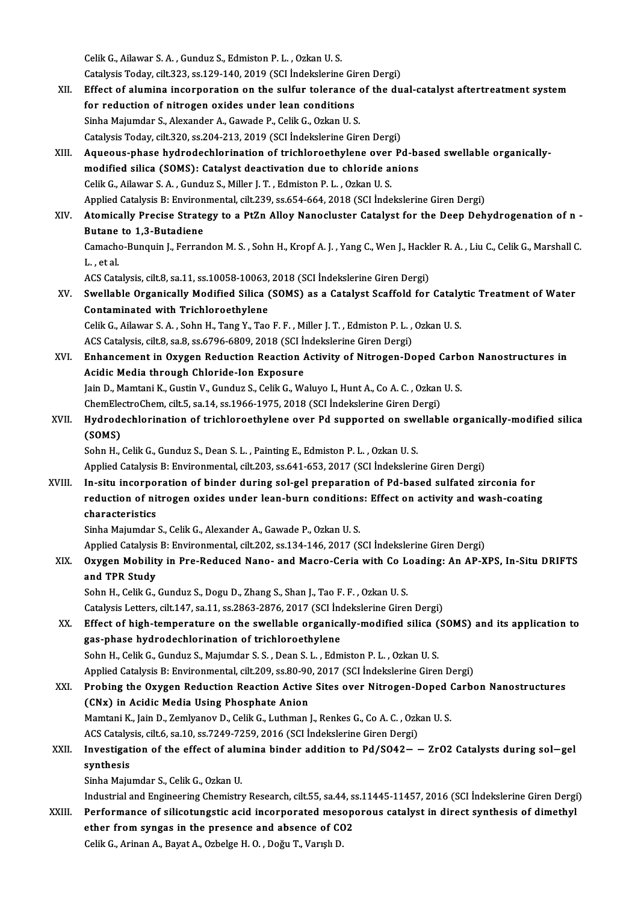Celik G., Ailawar S. A. , Gunduz S., Edmiston P. L. , Ozkan U. S.
Catalysis Today, cilt.323, ss.129-140, 2019 (SCI İndekslerine Giren Dergi)

XII. **Effect of alumina incorporation on the sulfur tolerance of the dual-catalyst aftertreatment system for reduction of nitrogen oxides under lean conditions**
Sinha Majumdar S., Alexander A., Gawade P., Celik G., Ozkan U. S.
Catalysis Today, cilt.320, ss.204-213, 2019 (SCI İndekslerine Giren Dergi)

XIII. **Aqueous-phase hydrodechlorination of trichloroethylene over Pd-based swellable organically-modified silica (SOMS): Catalyst deactivation due to chloride anions**
Celik G., Ailawar S. A. , Gunduz S., Miller J. T. , Edmiston P. L. , Ozkan U. S.
Applied Catalysis B: Environmental, cilt.239, ss.654-664, 2018 (SCI İndekslerine Giren Dergi)

XIV. **Atomically Precise Strategy to a PtZn Alloy Nanocluster Catalyst for the Deep Dehydrogenation of n -Butane to 1,3-Butadiene**
Camacho-Bunquin J., Ferrandon M. S. , Sohn H., Kropf A. J. , Yang C., Wen J., Hackler R. A. , Liu C., Celik G., Marshall C. L. , et al.
ACS Catalysis, cilt.8, sa.11, ss.10058-10063, 2018 (SCI İndekslerine Giren Dergi)

XV. **Swellable Organically Modified Silica (SOMS) as a Catalyst Scaffold for Catalytic Treatment of Water Contaminated with Trichloroethylene**
Celik G., Ailawar S. A. , Sohn H., Tang Y., Tao F. F. , Miller J. T. , Edmiston P. L. , Ozkan U. S.
ACS Catalysis, cilt.8, sa.8, ss.6796-6809, 2018 (SCI İndekslerine Giren Dergi)

XVI. **Enhancement in Oxygen Reduction Reaction Activity of Nitrogen-Doped Carbon Nanostructures in Acidic Media through Chloride-Ion Exposure**
Jain D., Mamtani K., Gustin V., Gunduz S., Celik G., Waluyo I., Hunt A., Co A. C. , Ozkan U. S.
ChemElectroChem, cilt.5, sa.14, ss.1966-1975, 2018 (SCI İndekslerine Giren Dergi)

XVII. **Hydrodechlorination of trichloroethylene over Pd supported on swellable organically-modified silica (SOMS)**
Sohn H., Celik G., Gunduz S., Dean S. L. , Painting E., Edmiston P. L. , Ozkan U. S.
Applied Catalysis B: Environmental, cilt.203, ss.641-653, 2017 (SCI İndekslerine Giren Dergi)

XVIII. **In-situ incorporation of binder during sol-gel preparation of Pd-based sulfated zirconia for reduction of nitrogen oxides under lean-burn conditions: Effect on activity and wash-coating characteristics**
Sinha Majumdar S., Celik G., Alexander A., Gawade P., Ozkan U. S.
Applied Catalysis B: Environmental, cilt.202, ss.134-146, 2017 (SCI İndekslerine Giren Dergi)

XIX. **Oxygen Mobility in Pre-Reduced Nano- and Macro-Ceria with Co Loading: An AP-XPS, In-Situ DRIFTS and TPR Study**
Sohn H., Celik G., Gunduz S., Dogu D., Zhang S., Shan J., Tao F. F. , Ozkan U. S.
Catalysis Letters, cilt.147, sa.11, ss.2863-2876, 2017 (SCI İndekslerine Giren Dergi)

XX. **Effect of high-temperature on the swellable organically-modified silica (SOMS) and its application to gas-phase hydrodechlorination of trichloroethylene**
Sohn H., Celik G., Gunduz S., Majumdar S. S. , Dean S. L. , Edmiston P. L. , Ozkan U. S.
Applied Catalysis B: Environmental, cilt.209, ss.80-90, 2017 (SCI İndekslerine Giren Dergi)

XXI. **Probing the Oxygen Reduction Reaction Active Sites over Nitrogen-Doped Carbon Nanostructures (CNx) in Acidic Media Using Phosphate Anion**
Mamtani K., Jain D., Zemlyanov D., Celik G., Luthman J., Renkes G., Co A. C. , Ozkan U. S.
ACS Catalysis, cilt.6, sa.10, ss.7249-7259, 2016 (SCI İndekslerine Giren Dergi)

XXII. **Investigation of the effect of alumina binder addition to Pd/SO42− − ZrO2 Catalysts during sol−gel synthesis**
Sinha Majumdar S., Celik G., Ozkan U.
Industrial and Engineering Chemistry Research, cilt.55, sa.44, ss.11445-11457, 2016 (SCI İndekslerine Giren Dergi)

XXIII. **Performance of silicotungstic acid incorporated mesoporous catalyst in direct synthesis of dimethyl ether from syngas in the presence and absence of CO2**
Celik G., Arinan A., Bayat A., Ozbelge H. O. , Doğu T., Varışlı D.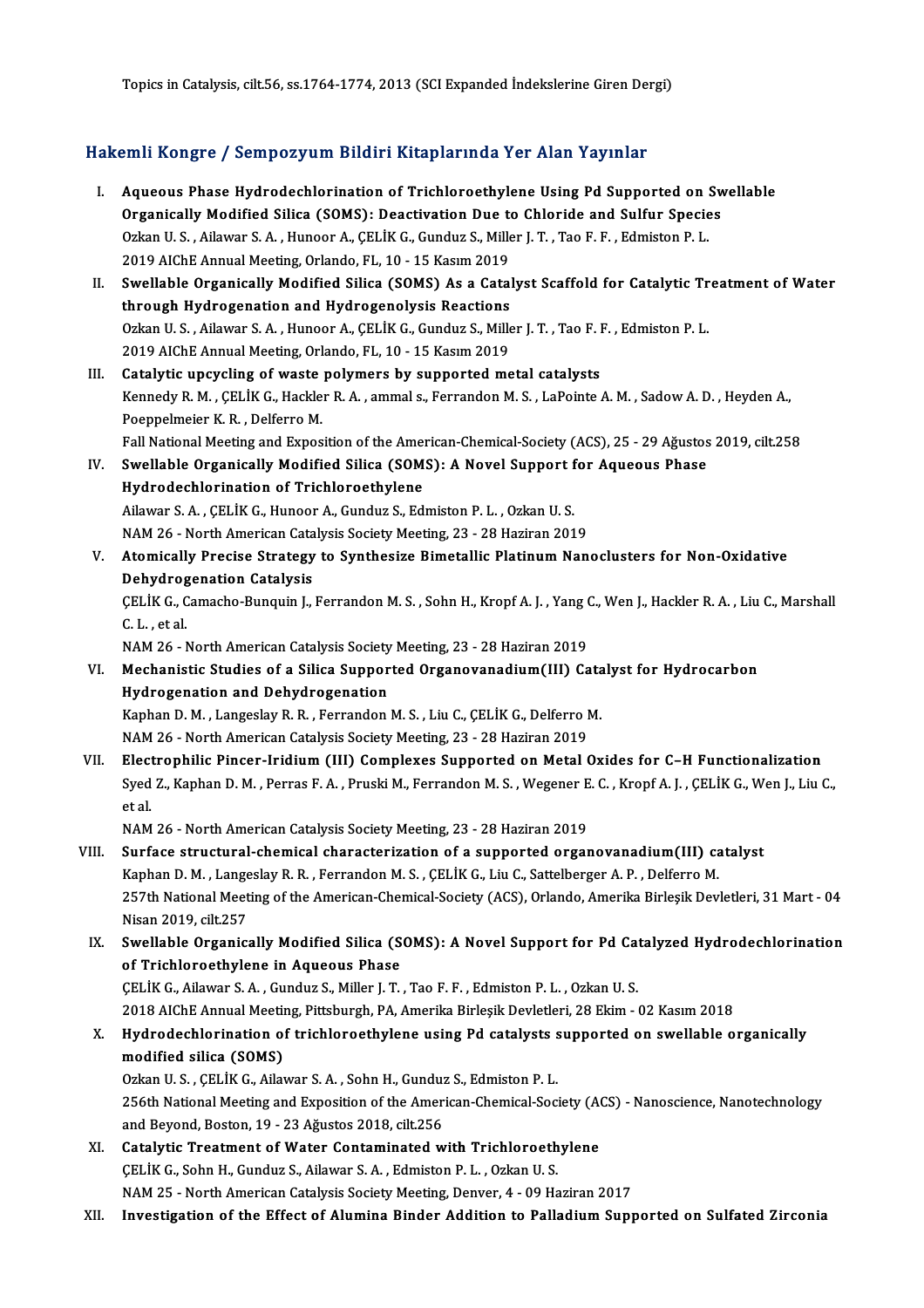Topics in Catalysis, cilt.56, ss.1764-1774, 2013 (SCI Expanded İndekslerine Giren Dergi)

## Hakemli Kongre / Sempozyum Bildiri Kitaplarında Yer Alan Yayınlar

I. **Aqueous Phase Hydrodechlorination of Trichloroethylene Using Pd Supported on Swellable Organically Modified Silica (SOMS): Deactivation Due to Chloride and Sulfur Species**
Ozkan U. S. , Ailawar S. A. , Hunoor A., ÇELİK G., Gunduz S., Miller J. T. , Tao F. F. , Edmiston P. L.
2019 AIChE Annual Meeting, Orlando, FL, 10 - 15 Kasım 2019

II. **Swellable Organically Modified Silica (SOMS) As a Catalyst Scaffold for Catalytic Treatment of Water through Hydrogenation and Hydrogenolysis Reactions**
Ozkan U. S. , Ailawar S. A. , Hunoor A., ÇELİK G., Gunduz S., Miller J. T. , Tao F. F. , Edmiston P. L.
2019 AIChE Annual Meeting, Orlando, FL, 10 - 15 Kasım 2019

III. **Catalytic upcycling of waste polymers by supported metal catalysts**
Kennedy R. M. , ÇELİK G., Hackler R. A. , ammal s., Ferrandon M. S. , LaPointe A. M. , Sadow A. D. , Heyden A., Poeppelmeier K. R. , Delferro M.
Fall National Meeting and Exposition of the American-Chemical-Society (ACS), 25 - 29 Ağustos 2019, cilt.258

IV. **Swellable Organically Modified Silica (SOMS): A Novel Support for Aqueous Phase Hydrodechlorination of Trichloroethylene**
Ailawar S. A. , ÇELİK G., Hunoor A., Gunduz S., Edmiston P. L. , Ozkan U. S.
NAM 26 - North American Catalysis Society Meeting, 23 - 28 Haziran 2019

V. **Atomically Precise Strategy to Synthesize Bimetallic Platinum Nanoclusters for Non-Oxidative Dehydrogenation Catalysis**
ÇELİK G., Camacho-Bunquin J., Ferrandon M. S. , Sohn H., Kropf A. J. , Yang C., Wen J., Hackler R. A. , Liu C., Marshall C. L. , et al.
NAM 26 - North American Catalysis Society Meeting, 23 - 28 Haziran 2019

VI. **Mechanistic Studies of a Silica Supported Organovanadium(III) Catalyst for Hydrocarbon Hydrogenation and Dehydrogenation**
Kaphan D. M. , Langeslay R. R. , Ferrandon M. S. , Liu C., ÇELİK G., Delferro M.
NAM 26 - North American Catalysis Society Meeting, 23 - 28 Haziran 2019

VII. **Electrophilic Pincer-Iridium (III) Complexes Supported on Metal Oxides for C–H Functionalization**
Syed Z., Kaphan D. M. , Perras F. A. , Pruski M., Ferrandon M. S. , Wegener E. C. , Kropf A. J. , ÇELİK G., Wen J., Liu C., et al.
NAM 26 - North American Catalysis Society Meeting, 23 - 28 Haziran 2019

VIII. **Surface structural-chemical characterization of a supported organovanadium(III) catalyst**
Kaphan D. M. , Langeslay R. R. , Ferrandon M. S. , ÇELİK G., Liu C., Sattelberger A. P. , Delferro M.
257th National Meeting of the American-Chemical-Society (ACS), Orlando, Amerika Birleşik Devletleri, 31 Mart - 04 Nisan 2019, cilt.257

IX. **Swellable Organically Modified Silica (SOMS): A Novel Support for Pd Catalyzed Hydrodechlorination of Trichloroethylene in Aqueous Phase**
ÇELİK G., Ailawar S. A. , Gunduz S., Miller J. T. , Tao F. F. , Edmiston P. L. , Ozkan U. S.
2018 AIChE Annual Meeting, Pittsburgh, PA, Amerika Birleşik Devletleri, 28 Ekim - 02 Kasım 2018

X. **Hydrodechlorination of trichloroethylene using Pd catalysts supported on swellable organically modified silica (SOMS)**
Ozkan U. S. , ÇELİK G., Ailawar S. A. , Sohn H., Gunduz S., Edmiston P. L.
256th National Meeting and Exposition of the American-Chemical-Society (ACS) - Nanoscience, Nanotechnology and Beyond, Boston, 19 - 23 Ağustos 2018, cilt.256

XI. **Catalytic Treatment of Water Contaminated with Trichloroethylene**
ÇELİK G., Sohn H., Gunduz S., Ailawar S. A. , Edmiston P. L. , Ozkan U. S.
NAM 25 - North American Catalysis Society Meeting, Denver, 4 - 09 Haziran 2017

XII. **Investigation of the Effect of Alumina Binder Addition to Palladium Supported on Sulfated Zirconia**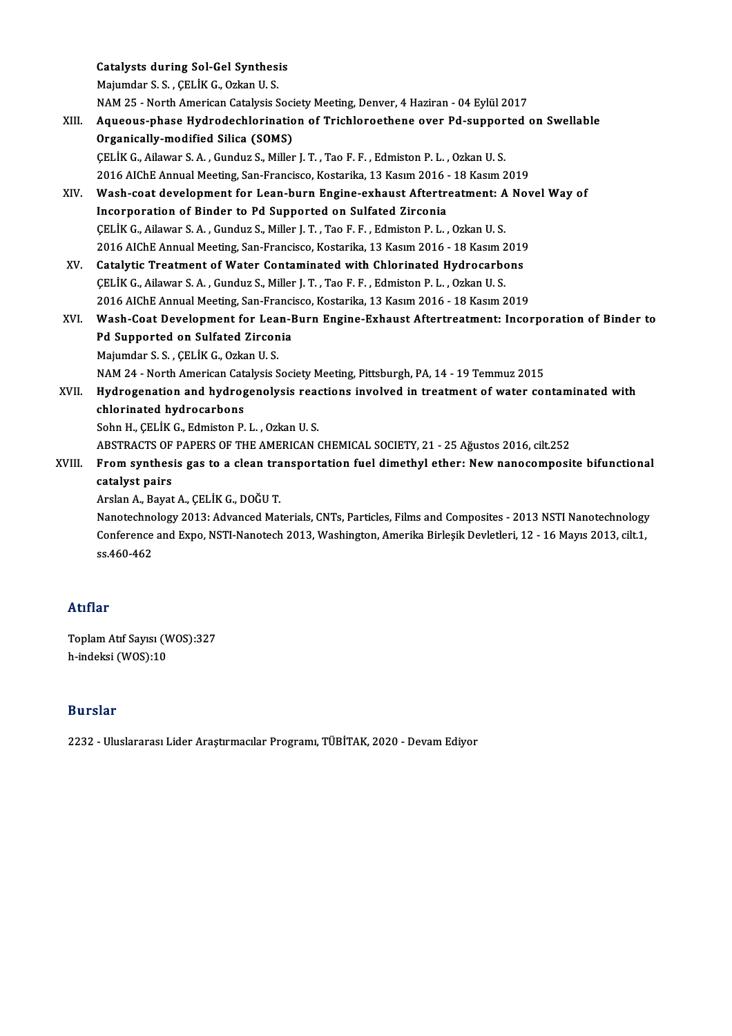Catalysts during Sol-Gel Synthesis
Majumdar S. S. , ÇELİK G., Ozkan U. S.
NAM 25 - North American Catalysis Society Meeting, Denver, 4 Haziran - 04 Eylül 2017

XIII. **Aqueous-phase Hydrodechlorination of Trichloroethene over Pd-supported on Swellable Organically-modified Silica (SOMS)**
ÇELİK G., Ailawar S. A. , Gunduz S., Miller J. T. , Tao F. F. , Edmiston P. L. , Ozkan U. S.
2016 AIChE Annual Meeting, San-Francisco, Kostarika, 13 Kasım 2016 - 18 Kasım 2019

XIV. **Wash-coat development for Lean-burn Engine-exhaust Aftertreatment: A Novel Way of Incorporation of Binder to Pd Supported on Sulfated Zirconia**
ÇELİK G., Ailawar S. A. , Gunduz S., Miller J. T. , Tao F. F. , Edmiston P. L. , Ozkan U. S.
2016 AIChE Annual Meeting, San-Francisco, Kostarika, 13 Kasım 2016 - 18 Kasım 2019

XV. **Catalytic Treatment of Water Contaminated with Chlorinated Hydrocarbons**
ÇELİK G., Ailawar S. A. , Gunduz S., Miller J. T. , Tao F. F. , Edmiston P. L. , Ozkan U. S.
2016 AIChE Annual Meeting, San-Francisco, Kostarika, 13 Kasım 2016 - 18 Kasım 2019

XVI. **Wash-Coat Development for Lean-Burn Engine-Exhaust Aftertreatment: Incorporation of Binder to Pd Supported on Sulfated Zirconia**
Majumdar S. S. , ÇELİK G., Ozkan U. S.
NAM 24 - North American Catalysis Society Meeting, Pittsburgh, PA, 14 - 19 Temmuz 2015

XVII. **Hydrogenation and hydrogenolysis reactions involved in treatment of water contaminated with chlorinated hydrocarbons**
Sohn H., ÇELİK G., Edmiston P. L. , Ozkan U. S.
ABSTRACTS OF PAPERS OF THE AMERICAN CHEMICAL SOCIETY, 21 - 25 Ağustos 2016, cilt.252

XVIII. **From synthesis gas to a clean transportation fuel dimethyl ether: New nanocomposite bifunctional catalyst pairs**
Arslan A., Bayat A., ÇELİK G., DOĞU T.
Nanotechnology 2013: Advanced Materials, CNTs, Particles, Films and Composites - 2013 NSTI Nanotechnology Conference and Expo, NSTI-Nanotech 2013, Washington, Amerika Birleşik Devletleri, 12 - 16 Mayıs 2013, cilt.1, ss.460-462

## Atıflar

Toplam Atıf Sayısı (WOS):327
h-indeksi (WOS):10

## Burslar

2232 - Uluslararası Lider Araştırmacılar Programı, TÜBİTAK, 2020 - Devam Ediyor